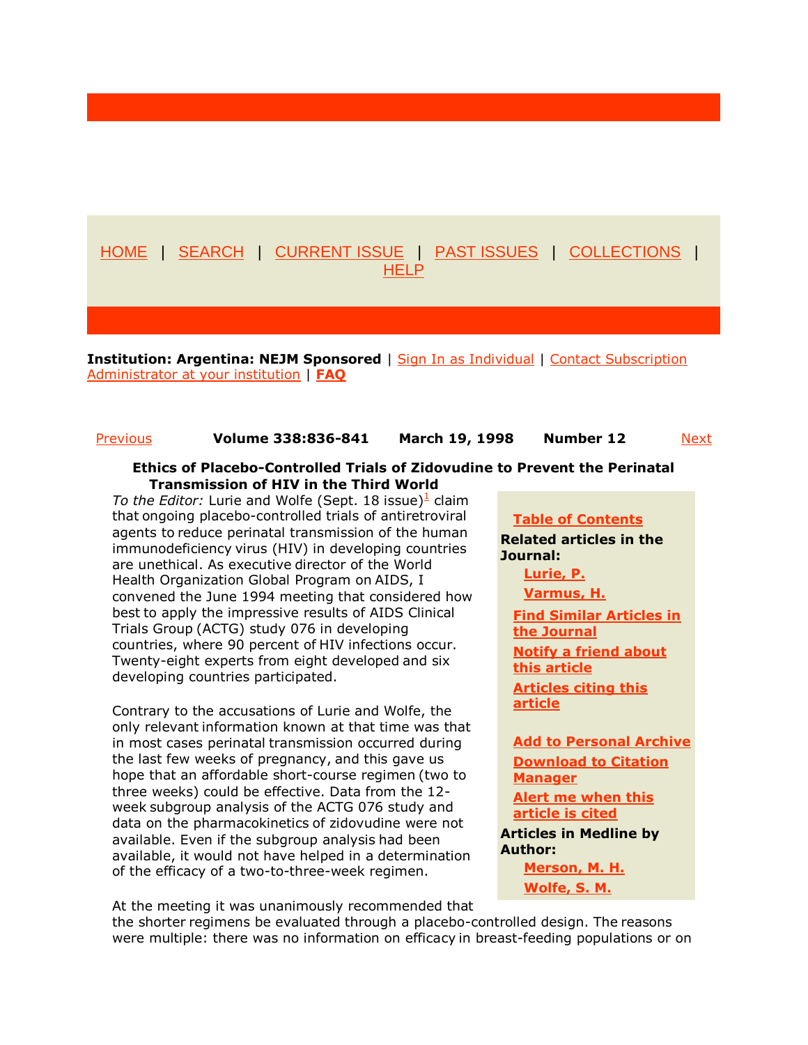## Ethics of Placebo-Controlled Trials of Zidovudine to Prevent the Perinatal Transmission of HIV in the Third World

*To the Editor:* Lurie and Wolfe (Sept. 18 issue)[1] claim that ongoing placebo-controlled trials of antiretroviral agents to reduce perinatal transmission of the human immunodeficiency virus (HIV) in developing countries are unethical. As executive director of the World Health Organization Global Program on AIDS, I convened the June 1994 meeting that considered how best to apply the impressive results of AIDS Clinical Trials Group (ACTG) study 076 in developing countries, where 90 percent of HIV infections occur. Twenty-eight experts from eight developed and six developing countries participated.

Contrary to the accusations of Lurie and Wolfe, the only relevant information known at that time was that in most cases perinatal transmission occurred during the last few weeks of pregnancy, and this gave us hope that an affordable short-course regimen (two to three weeks) could be effective. Data from the 12-week subgroup analysis of the ACTG 076 study and data on the pharmacokinetics of zidovudine were not available. Even if the subgroup analysis had been available, it would not have helped in a determination of the efficacy of a two-to-three-week regimen.

At the meeting it was unanimously recommended that the shorter regimens be evaluated through a placebo-controlled design. The reasons were multiple: there was no information on efficacy in breast-feeding populations or on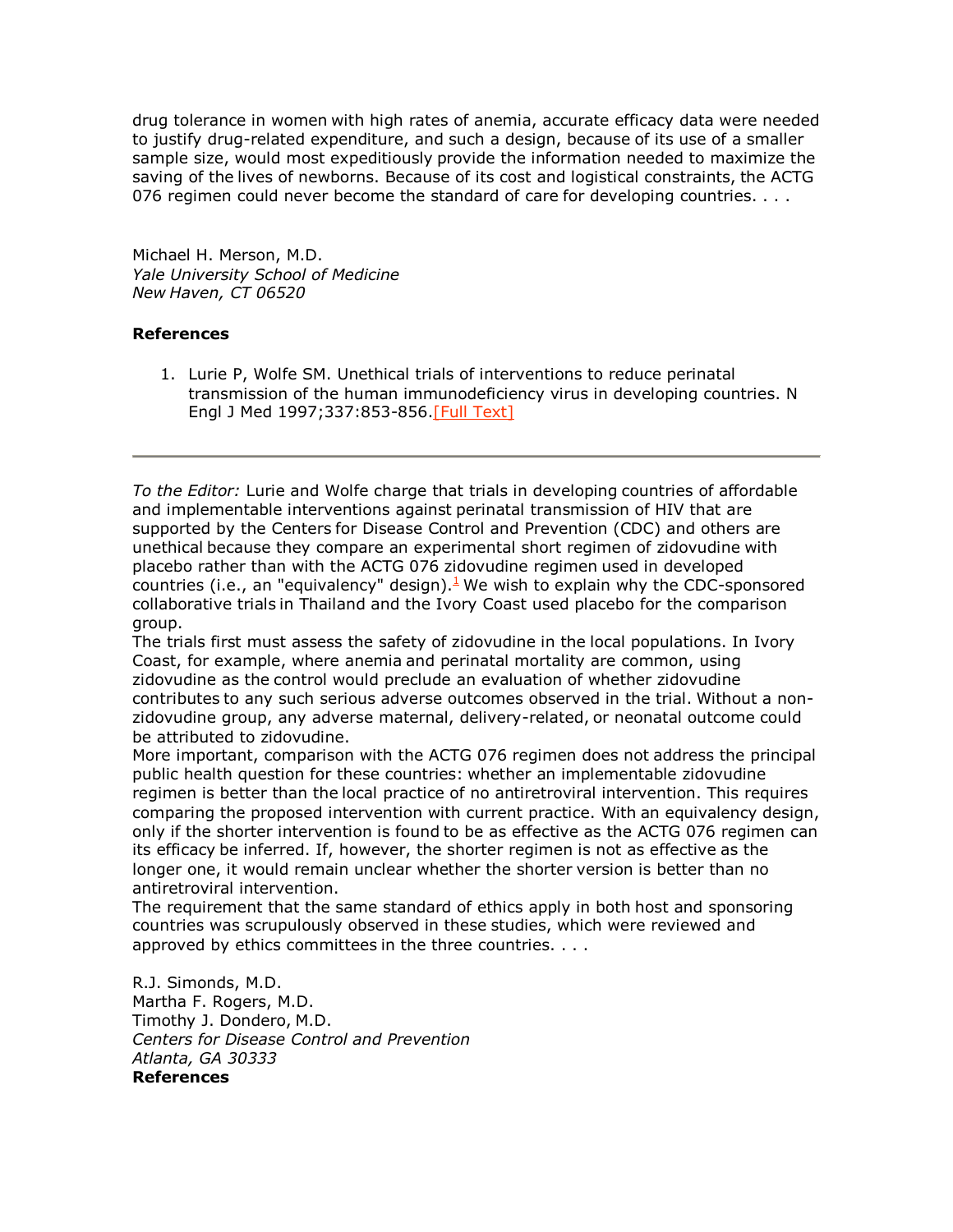drug tolerance in women with high rates of anemia, accurate efficacy data were needed to justify drug-related expenditure, and such a design, because of its use of a smaller sample size, would most expeditiously provide the information needed to maximize the saving of the lives of newborns. Because of its cost and logistical constraints, the ACTG 076 regimen could never become the standard of care for developing countries. . . .

Michael H. Merson, M.D.
*Yale University School of Medicine*
*New Haven, CT 06520*

**References**

1. Lurie P, Wolfe SM. Unethical trials of interventions to reduce perinatal transmission of the human immunodeficiency virus in developing countries. N Engl J Med 1997;337:853-856.[Full Text]

---

*To the Editor:* Lurie and Wolfe charge that trials in developing countries of affordable and implementable interventions against perinatal transmission of HIV that are supported by the Centers for Disease Control and Prevention (CDC) and others are unethical because they compare an experimental short regimen of zidovudine with placebo rather than with the ACTG 076 zidovudine regimen used in developed countries (i.e., an "equivalency" design).[1] We wish to explain why the CDC-sponsored collaborative trials in Thailand and the Ivory Coast used placebo for the comparison group.

The trials first must assess the safety of zidovudine in the local populations. In Ivory Coast, for example, where anemia and perinatal mortality are common, using zidovudine as the control would preclude an evaluation of whether zidovudine contributes to any such serious adverse outcomes observed in the trial. Without a non-zidovudine group, any adverse maternal, delivery-related, or neonatal outcome could be attributed to zidovudine.

More important, comparison with the ACTG 076 regimen does not address the principal public health question for these countries: whether an implementable zidovudine regimen is better than the local practice of no antiretroviral intervention. This requires comparing the proposed intervention with current practice. With an equivalency design, only if the shorter intervention is found to be as effective as the ACTG 076 regimen can its efficacy be inferred. If, however, the shorter regimen is not as effective as the longer one, it would remain unclear whether the shorter version is better than no antiretroviral intervention.

The requirement that the same standard of ethics apply in both host and sponsoring countries was scrupulously observed in these studies, which were reviewed and approved by ethics committees in the three countries. . . .

R.J. Simonds, M.D.
Martha F. Rogers, M.D.
Timothy J. Dondero, M.D.
*Centers for Disease Control and Prevention*
*Atlanta, GA 30333*

**References**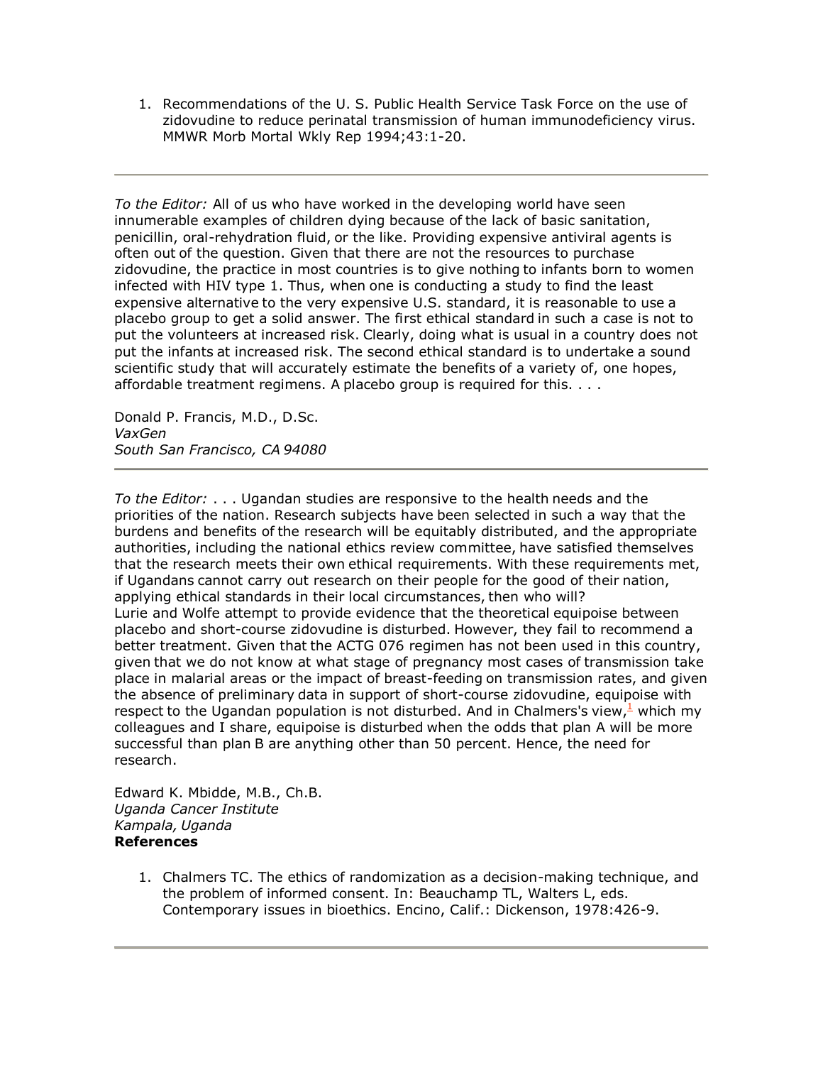1. Recommendations of the U. S. Public Health Service Task Force on the use of zidovudine to reduce perinatal transmission of human immunodeficiency virus. MMWR Morb Mortal Wkly Rep 1994;43:1-20.

---

*To the Editor:* All of us who have worked in the developing world have seen innumerable examples of children dying because of the lack of basic sanitation, penicillin, oral-rehydration fluid, or the like. Providing expensive antiviral agents is often out of the question. Given that there are not the resources to purchase zidovudine, the practice in most countries is to give nothing to infants born to women infected with HIV type 1. Thus, when one is conducting a study to find the least expensive alternative to the very expensive U.S. standard, it is reasonable to use a placebo group to get a solid answer. The first ethical standard in such a case is not to put the volunteers at increased risk. Clearly, doing what is usual in a country does not put the infants at increased risk. The second ethical standard is to undertake a sound scientific study that will accurately estimate the benefits of a variety of, one hopes, affordable treatment regimens. A placebo group is required for this. . . .

Donald P. Francis, M.D., D.Sc.
*VaxGen*
*South San Francisco, CA 94080*

---

*To the Editor:* . . . Ugandan studies are responsive to the health needs and the priorities of the nation. Research subjects have been selected in such a way that the burdens and benefits of the research will be equitably distributed, and the appropriate authorities, including the national ethics review committee, have satisfied themselves that the research meets their own ethical requirements. With these requirements met, if Ugandans cannot carry out research on their people for the good of their nation, applying ethical standards in their local circumstances, then who will?
Lurie and Wolfe attempt to provide evidence that the theoretical equipoise between placebo and short-course zidovudine is disturbed. However, they fail to recommend a better treatment. Given that the ACTG 076 regimen has not been used in this country, given that we do not know at what stage of pregnancy most cases of transmission take place in malarial areas or the impact of breast-feeding on transmission rates, and given the absence of preliminary data in support of short-course zidovudine, equipoise with respect to the Ugandan population is not disturbed. And in Chalmers's view,[1] which my colleagues and I share, equipoise is disturbed when the odds that plan A will be more successful than plan B are anything other than 50 percent. Hence, the need for research.

Edward K. Mbidde, M.B., Ch.B.
*Uganda Cancer Institute*
*Kampala, Uganda*

**References**

1. Chalmers TC. The ethics of randomization as a decision-making technique, and the problem of informed consent. In: Beauchamp TL, Walters L, eds. Contemporary issues in bioethics. Encino, Calif.: Dickenson, 1978:426-9.

---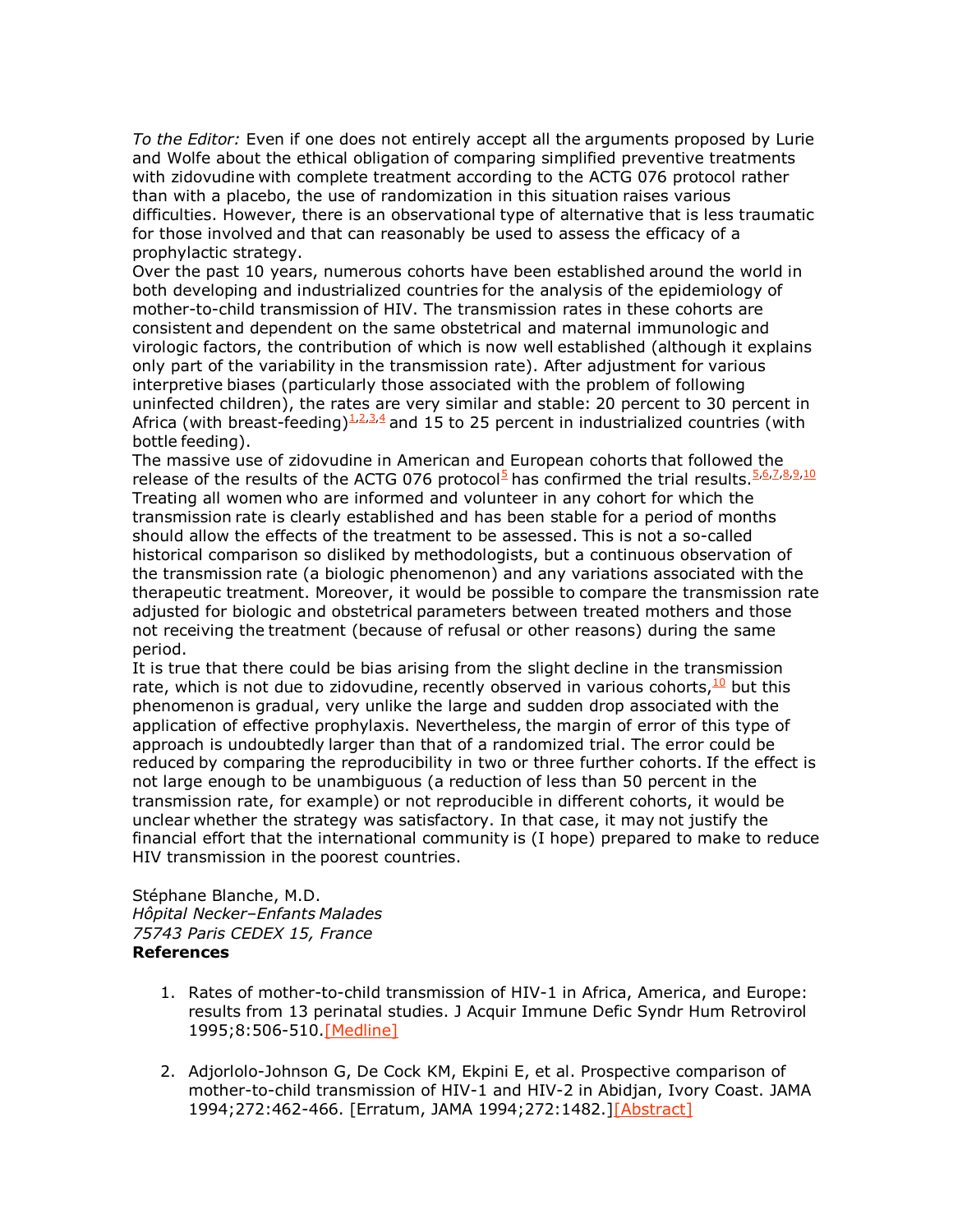*To the Editor:* Even if one does not entirely accept all the arguments proposed by Lurie and Wolfe about the ethical obligation of comparing simplified preventive treatments with zidovudine with complete treatment according to the ACTG 076 protocol rather than with a placebo, the use of randomization in this situation raises various difficulties. However, there is an observational type of alternative that is less traumatic for those involved and that can reasonably be used to assess the efficacy of a prophylactic strategy.

Over the past 10 years, numerous cohorts have been established around the world in both developing and industrialized countries for the analysis of the epidemiology of mother-to-child transmission of HIV. The transmission rates in these cohorts are consistent and dependent on the same obstetrical and maternal immunologic and virologic factors, the contribution of which is now well established (although it explains only part of the variability in the transmission rate). After adjustment for various interpretive biases (particularly those associated with the problem of following uninfected children), the rates are very similar and stable: 20 percent to 30 percent in Africa (with breast-feeding)[1,2,3,4] and 15 to 25 percent in industrialized countries (with bottle feeding).

The massive use of zidovudine in American and European cohorts that followed the release of the results of the ACTG 076 protocol[5] has confirmed the trial results.[5,6,7,8,9,10] Treating all women who are informed and volunteer in any cohort for which the transmission rate is clearly established and has been stable for a period of months should allow the effects of the treatment to be assessed. This is not a so-called historical comparison so disliked by methodologists, but a continuous observation of the transmission rate (a biologic phenomenon) and any variations associated with the therapeutic treatment. Moreover, it would be possible to compare the transmission rate adjusted for biologic and obstetrical parameters between treated mothers and those not receiving the treatment (because of refusal or other reasons) during the same period.

It is true that there could be bias arising from the slight decline in the transmission rate, which is not due to zidovudine, recently observed in various cohorts,[10] but this phenomenon is gradual, very unlike the large and sudden drop associated with the application of effective prophylaxis. Nevertheless, the margin of error of this type of approach is undoubtedly larger than that of a randomized trial. The error could be reduced by comparing the reproducibility in two or three further cohorts. If the effect is not large enough to be unambiguous (a reduction of less than 50 percent in the transmission rate, for example) or not reproducible in different cohorts, it would be unclear whether the strategy was satisfactory. In that case, it may not justify the financial effort that the international community is (I hope) prepared to make to reduce HIV transmission in the poorest countries.

Stéphane Blanche, M.D.
*Hôpital Necker–Enfants Malades*
*75743 Paris CEDEX 15, France*

**References**

1. Rates of mother-to-child transmission of HIV-1 in Africa, America, and Europe: results from 13 perinatal studies. J Acquir Immune Defic Syndr Hum Retrovirol 1995;8:506-510.[Medline]
2. Adjorlolo-Johnson G, De Cock KM, Ekpini E, et al. Prospective comparison of mother-to-child transmission of HIV-1 and HIV-2 in Abidjan, Ivory Coast. JAMA 1994;272:462-466. [Erratum, JAMA 1994;272:1482.][Abstract]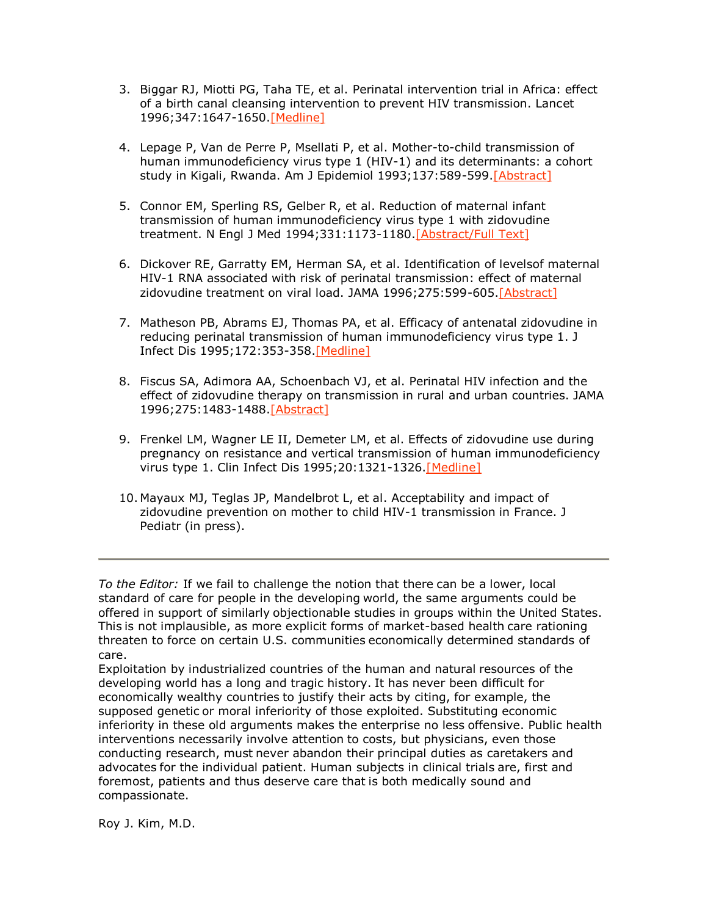3. Biggar RJ, Miotti PG, Taha TE, et al. Perinatal intervention trial in Africa: effect of a birth canal cleansing intervention to prevent HIV transmission. Lancet 1996;347:1647-1650.[Medline]

4. Lepage P, Van de Perre P, Msellati P, et al. Mother-to-child transmission of human immunodeficiency virus type 1 (HIV-1) and its determinants: a cohort study in Kigali, Rwanda. Am J Epidemiol 1993;137:589-599.[Abstract]

5. Connor EM, Sperling RS, Gelber R, et al. Reduction of maternal infant transmission of human immunodeficiency virus type 1 with zidovudine treatment. N Engl J Med 1994;331:1173-1180.[Abstract/Full Text]

6. Dickover RE, Garratty EM, Herman SA, et al. Identification of levelsof maternal HIV-1 RNA associated with risk of perinatal transmission: effect of maternal zidovudine treatment on viral load. JAMA 1996;275:599-605.[Abstract]

7. Matheson PB, Abrams EJ, Thomas PA, et al. Efficacy of antenatal zidovudine in reducing perinatal transmission of human immunodeficiency virus type 1. J Infect Dis 1995;172:353-358.[Medline]

8. Fiscus SA, Adimora AA, Schoenbach VJ, et al. Perinatal HIV infection and the effect of zidovudine therapy on transmission in rural and urban countries. JAMA 1996;275:1483-1488.[Abstract]

9. Frenkel LM, Wagner LE II, Demeter LM, et al. Effects of zidovudine use during pregnancy on resistance and vertical transmission of human immunodeficiency virus type 1. Clin Infect Dis 1995;20:1321-1326.[Medline]

10. Mayaux MJ, Teglas JP, Mandelbrot L, et al. Acceptability and impact of zidovudine prevention on mother to child HIV-1 transmission in France. J Pediatr (in press).

---

*To the Editor:* If we fail to challenge the notion that there can be a lower, local standard of care for people in the developing world, the same arguments could be offered in support of similarly objectionable studies in groups within the United States. This is not implausible, as more explicit forms of market-based health care rationing threaten to force on certain U.S. communities economically determined standards of care.

Exploitation by industrialized countries of the human and natural resources of the developing world has a long and tragic history. It has never been difficult for economically wealthy countries to justify their acts by citing, for example, the supposed genetic or moral inferiority of those exploited. Substituting economic inferiority in these old arguments makes the enterprise no less offensive. Public health interventions necessarily involve attention to costs, but physicians, even those conducting research, must never abandon their principal duties as caretakers and advocates for the individual patient. Human subjects in clinical trials are, first and foremost, patients and thus deserve care that is both medically sound and compassionate.

Roy J. Kim, M.D.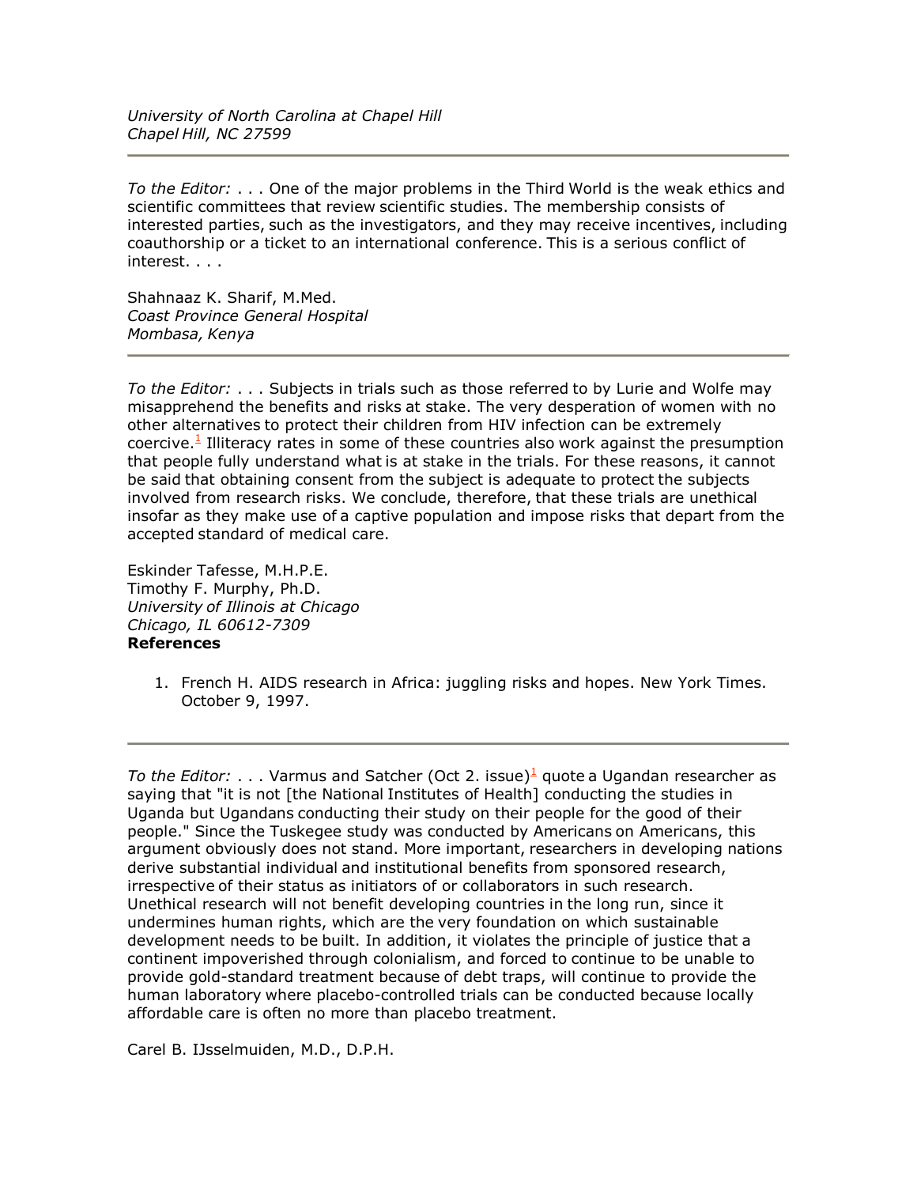*University of North Carolina at Chapel Hill*
*Chapel Hill, NC 27599*

---

*To the Editor:* . . . One of the major problems in the Third World is the weak ethics and scientific committees that review scientific studies. The membership consists of interested parties, such as the investigators, and they may receive incentives, including coauthorship or a ticket to an international conference. This is a serious conflict of interest. . . .

Shahnaaz K. Sharif, M.Med.
*Coast Province General Hospital*
*Mombasa, Kenya*

---

*To the Editor:* . . . Subjects in trials such as those referred to by Lurie and Wolfe may misapprehend the benefits and risks at stake. The very desperation of women with no other alternatives to protect their children from HIV infection can be extremely coercive.[1] Illiteracy rates in some of these countries also work against the presumption that people fully understand what is at stake in the trials. For these reasons, it cannot be said that obtaining consent from the subject is adequate to protect the subjects involved from research risks. We conclude, therefore, that these trials are unethical insofar as they make use of a captive population and impose risks that depart from the accepted standard of medical care.

Eskinder Tafesse, M.H.P.E.
Timothy F. Murphy, Ph.D.
*University of Illinois at Chicago*
*Chicago, IL 60612-7309*

**References**

1. French H. AIDS research in Africa: juggling risks and hopes. New York Times. October 9, 1997.

---

*To the Editor:* . . . Varmus and Satcher (Oct 2. issue)[1] quote a Ugandan researcher as saying that "it is not [the National Institutes of Health] conducting the studies in Uganda but Ugandans conducting their study on their people for the good of their people." Since the Tuskegee study was conducted by Americans on Americans, this argument obviously does not stand. More important, researchers in developing nations derive substantial individual and institutional benefits from sponsored research, irrespective of their status as initiators of or collaborators in such research. Unethical research will not benefit developing countries in the long run, since it undermines human rights, which are the very foundation on which sustainable development needs to be built. In addition, it violates the principle of justice that a continent impoverished through colonialism, and forced to continue to be unable to provide gold-standard treatment because of debt traps, will continue to provide the human laboratory where placebo-controlled trials can be conducted because locally affordable care is often no more than placebo treatment.

Carel B. IJsselmuiden, M.D., D.P.H.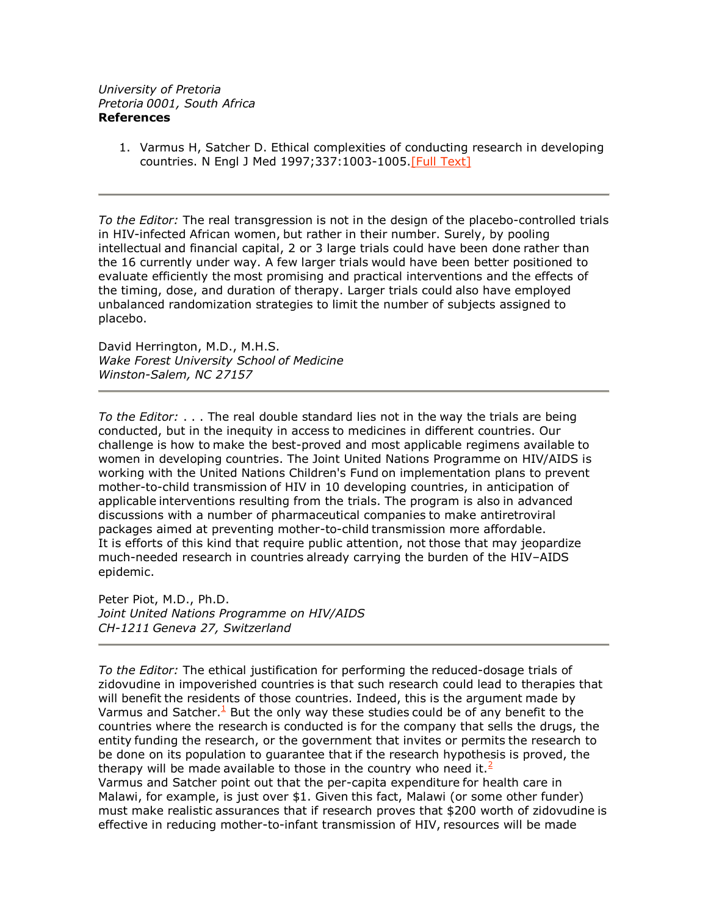*University of Pretoria*
*Pretoria 0001, South Africa*

**References**

1. Varmus H, Satcher D. Ethical complexities of conducting research in developing countries. N Engl J Med 1997;337:1003-1005.[Full Text]

---

*To the Editor:* The real transgression is not in the design of the placebo-controlled trials in HIV-infected African women, but rather in their number. Surely, by pooling intellectual and financial capital, 2 or 3 large trials could have been done rather than the 16 currently under way. A few larger trials would have been better positioned to evaluate efficiently the most promising and practical interventions and the effects of the timing, dose, and duration of therapy. Larger trials could also have employed unbalanced randomization strategies to limit the number of subjects assigned to placebo.

David Herrington, M.D., M.H.S.
*Wake Forest University School of Medicine*
*Winston-Salem, NC 27157*

---

*To the Editor:* . . . The real double standard lies not in the way the trials are being conducted, but in the inequity in access to medicines in different countries. Our challenge is how to make the best-proved and most applicable regimens available to women in developing countries. The Joint United Nations Programme on HIV/AIDS is working with the United Nations Children's Fund on implementation plans to prevent mother-to-child transmission of HIV in 10 developing countries, in anticipation of applicable interventions resulting from the trials. The program is also in advanced discussions with a number of pharmaceutical companies to make antiretroviral packages aimed at preventing mother-to-child transmission more affordable.
It is efforts of this kind that require public attention, not those that may jeopardize much-needed research in countries already carrying the burden of the HIV–AIDS epidemic.

Peter Piot, M.D., Ph.D.
*Joint United Nations Programme on HIV/AIDS*
*CH-1211 Geneva 27, Switzerland*

---

*To the Editor:* The ethical justification for performing the reduced-dosage trials of zidovudine in impoverished countries is that such research could lead to therapies that will benefit the residents of those countries. Indeed, this is the argument made by Varmus and Satcher.[1] But the only way these studies could be of any benefit to the countries where the research is conducted is for the company that sells the drugs, the entity funding the research, or the government that invites or permits the research to be done on its population to guarantee that if the research hypothesis is proved, the therapy will be made available to those in the country who need it.[2]
Varmus and Satcher point out that the per-capita expenditure for health care in Malawi, for example, is just over $1. Given this fact, Malawi (or some other funder) must make realistic assurances that if research proves that $200 worth of zidovudine is effective in reducing mother-to-infant transmission of HIV, resources will be made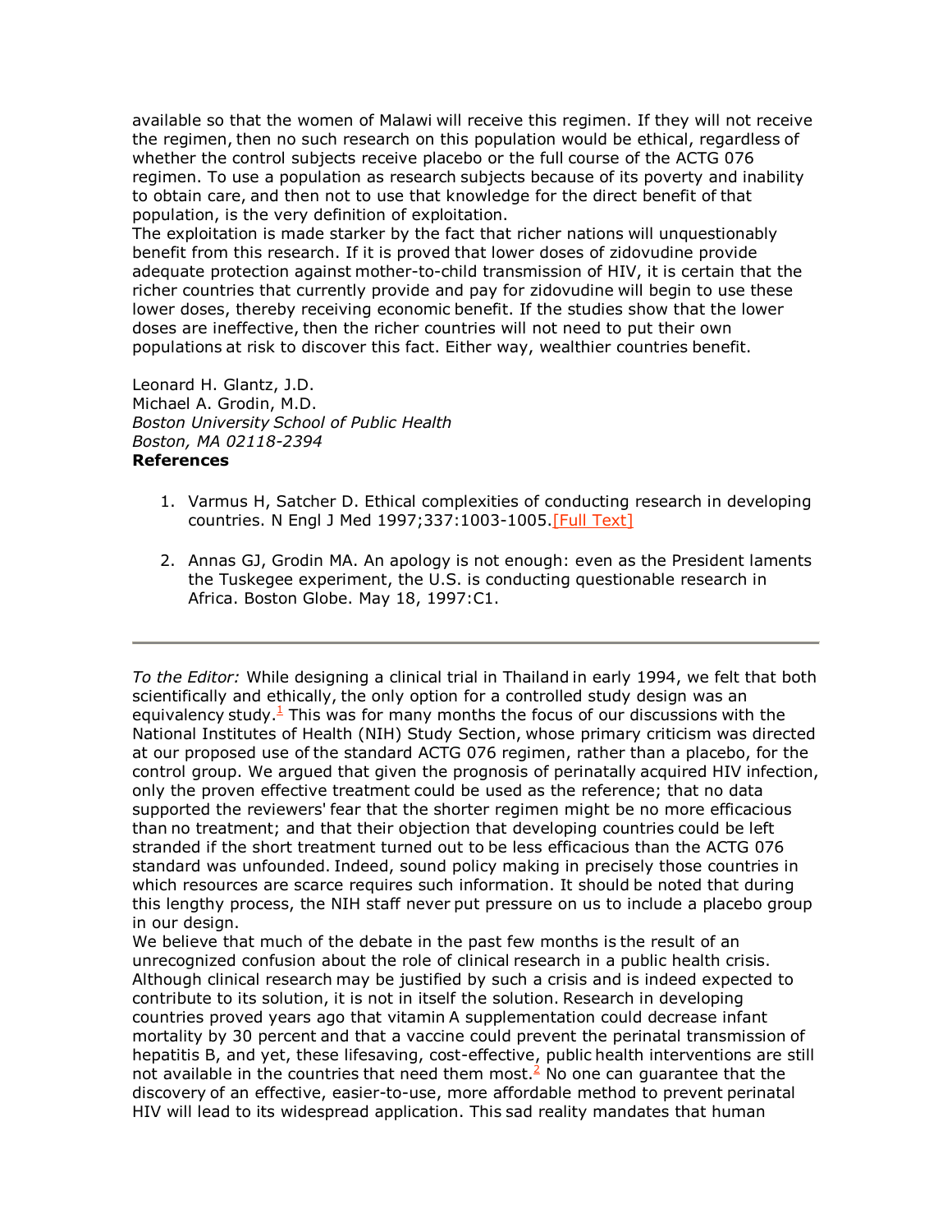available so that the women of Malawi will receive this regimen. If they will not receive the regimen, then no such research on this population would be ethical, regardless of whether the control subjects receive placebo or the full course of the ACTG 076 regimen. To use a population as research subjects because of its poverty and inability to obtain care, and then not to use that knowledge for the direct benefit of that population, is the very definition of exploitation.
The exploitation is made starker by the fact that richer nations will unquestionably benefit from this research. If it is proved that lower doses of zidovudine provide adequate protection against mother-to-child transmission of HIV, it is certain that the richer countries that currently provide and pay for zidovudine will begin to use these lower doses, thereby receiving economic benefit. If the studies show that the lower doses are ineffective, then the richer countries will not need to put their own populations at risk to discover this fact. Either way, wealthier countries benefit.

Leonard H. Glantz, J.D.
Michael A. Grodin, M.D.
*Boston University School of Public Health*
*Boston, MA 02118-2394*

**References**

1. Varmus H, Satcher D. Ethical complexities of conducting research in developing countries. N Engl J Med 1997;337:1003-1005.[Full Text]

2. Annas GJ, Grodin MA. An apology is not enough: even as the President laments the Tuskegee experiment, the U.S. is conducting questionable research in Africa. Boston Globe. May 18, 1997:C1.

---

*To the Editor:* While designing a clinical trial in Thailand in early 1994, we felt that both scientifically and ethically, the only option for a controlled study design was an equivalency study.[1] This was for many months the focus of our discussions with the National Institutes of Health (NIH) Study Section, whose primary criticism was directed at our proposed use of the standard ACTG 076 regimen, rather than a placebo, for the control group. We argued that given the prognosis of perinatally acquired HIV infection, only the proven effective treatment could be used as the reference; that no data supported the reviewers' fear that the shorter regimen might be no more efficacious than no treatment; and that their objection that developing countries could be left stranded if the short treatment turned out to be less efficacious than the ACTG 076 standard was unfounded. Indeed, sound policy making in precisely those countries in which resources are scarce requires such information. It should be noted that during this lengthy process, the NIH staff never put pressure on us to include a placebo group in our design.
We believe that much of the debate in the past few months is the result of an unrecognized confusion about the role of clinical research in a public health crisis. Although clinical research may be justified by such a crisis and is indeed expected to contribute to its solution, it is not in itself the solution. Research in developing countries proved years ago that vitamin A supplementation could decrease infant mortality by 30 percent and that a vaccine could prevent the perinatal transmission of hepatitis B, and yet, these lifesaving, cost-effective, public health interventions are still not available in the countries that need them most.[2] No one can guarantee that the discovery of an effective, easier-to-use, more affordable method to prevent perinatal HIV will lead to its widespread application. This sad reality mandates that human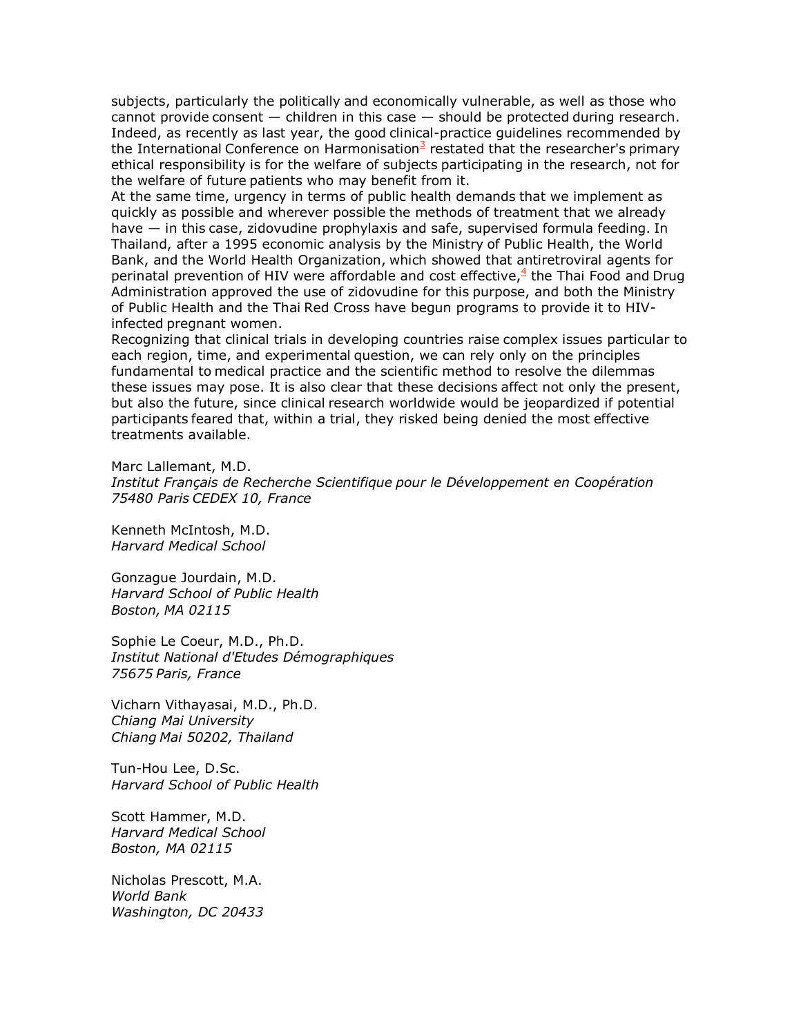subjects, particularly the politically and economically vulnerable, as well as those who cannot provide consent — children in this case — should be protected during research. Indeed, as recently as last year, the good clinical-practice guidelines recommended by the International Conference on Harmonisation[3] restated that the researcher's primary ethical responsibility is for the welfare of subjects participating in the research, not for the welfare of future patients who may benefit from it.

At the same time, urgency in terms of public health demands that we implement as quickly as possible and wherever possible the methods of treatment that we already have — in this case, zidovudine prophylaxis and safe, supervised formula feeding. In Thailand, after a 1995 economic analysis by the Ministry of Public Health, the World Bank, and the World Health Organization, which showed that antiretroviral agents for perinatal prevention of HIV were affordable and cost effective,[4] the Thai Food and Drug Administration approved the use of zidovudine for this purpose, and both the Ministry of Public Health and the Thai Red Cross have begun programs to provide it to HIV-infected pregnant women.

Recognizing that clinical trials in developing countries raise complex issues particular to each region, time, and experimental question, we can rely only on the principles fundamental to medical practice and the scientific method to resolve the dilemmas these issues may pose. It is also clear that these decisions affect not only the present, but also the future, since clinical research worldwide would be jeopardized if potential participants feared that, within a trial, they risked being denied the most effective treatments available.

Marc Lallemant, M.D.
*Institut Français de Recherche Scientifique pour le Développement en Coopération*
*75480 Paris CEDEX 10, France*

Kenneth McIntosh, M.D.
*Harvard Medical School*

Gonzague Jourdain, M.D.
*Harvard School of Public Health*
*Boston, MA 02115*

Sophie Le Coeur, M.D., Ph.D.
*Institut National d'Etudes Démographiques*
*75675 Paris, France*

Vicharn Vithayasai, M.D., Ph.D.
*Chiang Mai University*
*Chiang Mai 50202, Thailand*

Tun-Hou Lee, D.Sc.
*Harvard School of Public Health*

Scott Hammer, M.D.
*Harvard Medical School*
*Boston, MA 02115*

Nicholas Prescott, M.A.
*World Bank*
*Washington, DC 20433*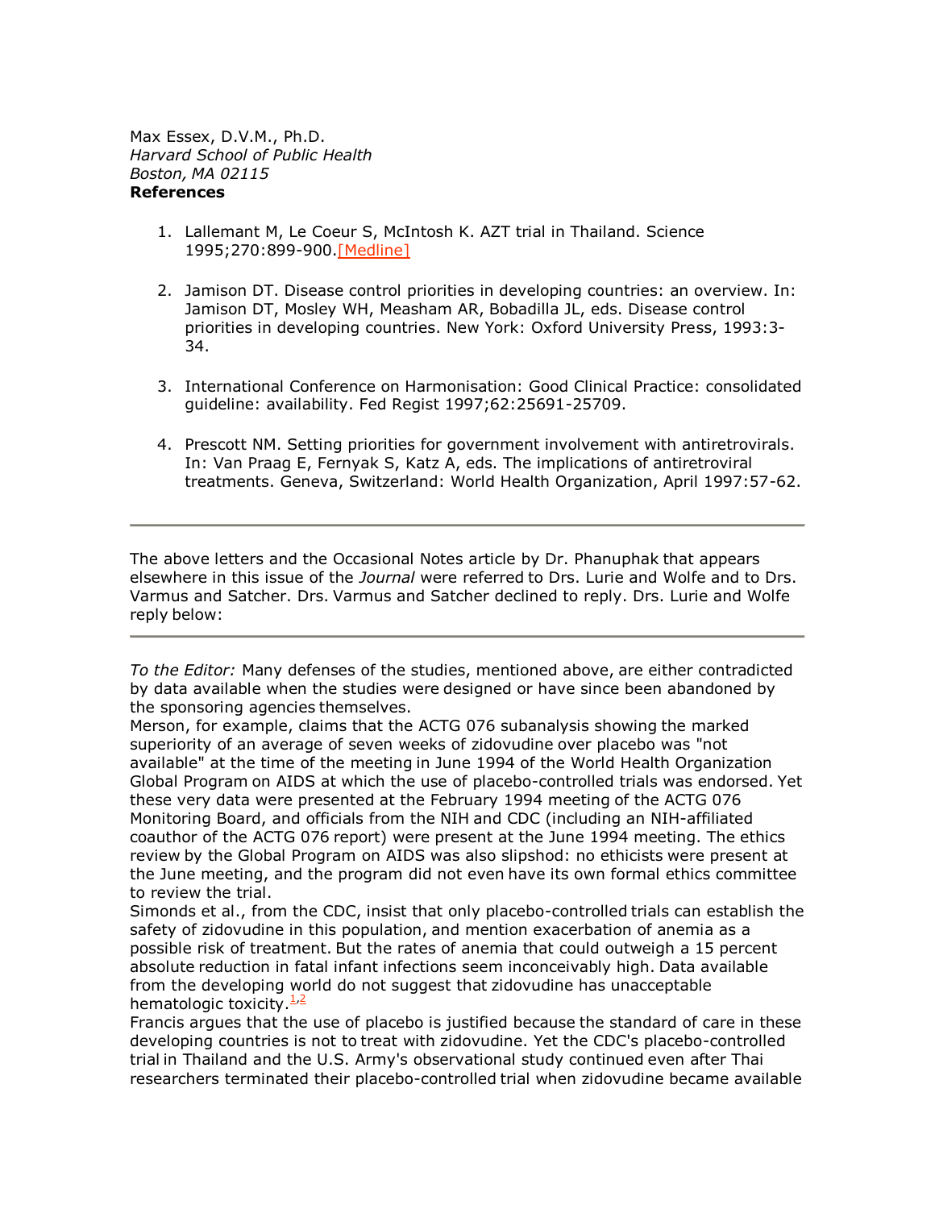Max Essex, D.V.M., Ph.D.
*Harvard School of Public Health*
*Boston, MA 02115*

**References**

1. Lallemant M, Le Coeur S, McIntosh K. AZT trial in Thailand. Science 1995;270:899-900.[Medline]

2. Jamison DT. Disease control priorities in developing countries: an overview. In: Jamison DT, Mosley WH, Measham AR, Bobadilla JL, eds. Disease control priorities in developing countries. New York: Oxford University Press, 1993:3-34.

3. International Conference on Harmonisation: Good Clinical Practice: consolidated guideline: availability. Fed Regist 1997;62:25691-25709.

4. Prescott NM. Setting priorities for government involvement with antiretrovirals. In: Van Praag E, Fernyak S, Katz A, eds. The implications of antiretroviral treatments. Geneva, Switzerland: World Health Organization, April 1997:57-62.

---

The above letters and the Occasional Notes article by Dr. Phanuphak that appears elsewhere in this issue of the *Journal* were referred to Drs. Lurie and Wolfe and to Drs. Varmus and Satcher. Drs. Varmus and Satcher declined to reply. Drs. Lurie and Wolfe reply below:

---

*To the Editor:* Many defenses of the studies, mentioned above, are either contradicted by data available when the studies were designed or have since been abandoned by the sponsoring agencies themselves.

Merson, for example, claims that the ACTG 076 subanalysis showing the marked superiority of an average of seven weeks of zidovudine over placebo was "not available" at the time of the meeting in June 1994 of the World Health Organization Global Program on AIDS at which the use of placebo-controlled trials was endorsed. Yet these very data were presented at the February 1994 meeting of the ACTG 076 Monitoring Board, and officials from the NIH and CDC (including an NIH-affiliated coauthor of the ACTG 076 report) were present at the June 1994 meeting. The ethics review by the Global Program on AIDS was also slipshod: no ethicists were present at the June meeting, and the program did not even have its own formal ethics committee to review the trial.

Simonds et al., from the CDC, insist that only placebo-controlled trials can establish the safety of zidovudine in this population, and mention exacerbation of anemia as a possible risk of treatment. But the rates of anemia that could outweigh a 15 percent absolute reduction in fatal infant infections seem inconceivably high. Data available from the developing world do not suggest that zidovudine has unacceptable hematologic toxicity.[1,2]

Francis argues that the use of placebo is justified because the standard of care in these developing countries is not to treat with zidovudine. Yet the CDC's placebo-controlled trial in Thailand and the U.S. Army's observational study continued even after Thai researchers terminated their placebo-controlled trial when zidovudine became available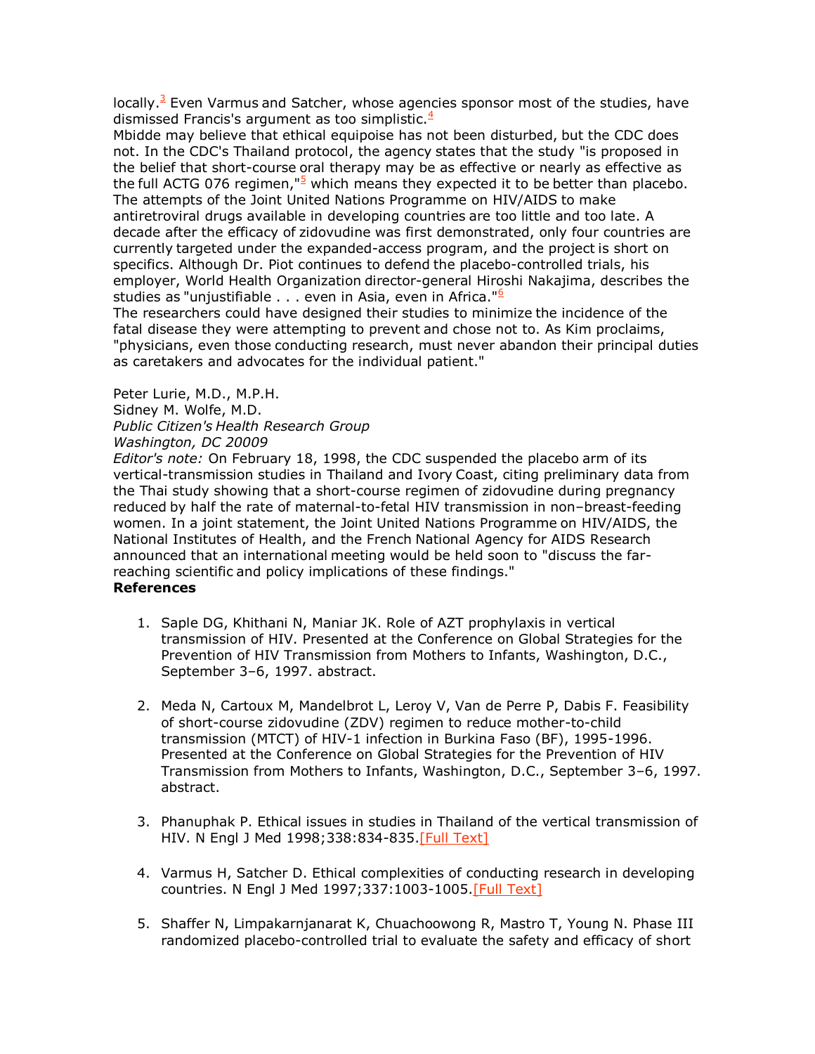locally.[3] Even Varmus and Satcher, whose agencies sponsor most of the studies, have dismissed Francis's argument as too simplistic.[4]

Mbidde may believe that ethical equipoise has not been disturbed, but the CDC does not. In the CDC's Thailand protocol, the agency states that the study "is proposed in the belief that short-course oral therapy may be as effective or nearly as effective as the full ACTG 076 regimen,"[5] which means they expected it to be better than placebo.

The attempts of the Joint United Nations Programme on HIV/AIDS to make antiretroviral drugs available in developing countries are too little and too late. A decade after the efficacy of zidovudine was first demonstrated, only four countries are currently targeted under the expanded-access program, and the project is short on specifics. Although Dr. Piot continues to defend the placebo-controlled trials, his employer, World Health Organization director-general Hiroshi Nakajima, describes the studies as "unjustifiable . . . even in Asia, even in Africa."[6]

The researchers could have designed their studies to minimize the incidence of the fatal disease they were attempting to prevent and chose not to. As Kim proclaims, "physicians, even those conducting research, must never abandon their principal duties as caretakers and advocates for the individual patient."

Peter Lurie, M.D., M.P.H.
Sidney M. Wolfe, M.D.
*Public Citizen's Health Research Group*
*Washington, DC 20009*

*Editor's note:* On February 18, 1998, the CDC suspended the placebo arm of its vertical-transmission studies in Thailand and Ivory Coast, citing preliminary data from the Thai study showing that a short-course regimen of zidovudine during pregnancy reduced by half the rate of maternal-to-fetal HIV transmission in non–breast-feeding women. In a joint statement, the Joint United Nations Programme on HIV/AIDS, the National Institutes of Health, and the French National Agency for AIDS Research announced that an international meeting would be held soon to "discuss the far-reaching scientific and policy implications of these findings."

**References**

1. Saple DG, Khithani N, Maniar JK. Role of AZT prophylaxis in vertical transmission of HIV. Presented at the Conference on Global Strategies for the Prevention of HIV Transmission from Mothers to Infants, Washington, D.C., September 3–6, 1997. abstract.

2. Meda N, Cartoux M, Mandelbrot L, Leroy V, Van de Perre P, Dabis F. Feasibility of short-course zidovudine (ZDV) regimen to reduce mother-to-child transmission (MTCT) of HIV-1 infection in Burkina Faso (BF), 1995-1996. Presented at the Conference on Global Strategies for the Prevention of HIV Transmission from Mothers to Infants, Washington, D.C., September 3–6, 1997. abstract.

3. Phanuphak P. Ethical issues in studies in Thailand of the vertical transmission of HIV. N Engl J Med 1998;338:834-835.[Full Text]

4. Varmus H, Satcher D. Ethical complexities of conducting research in developing countries. N Engl J Med 1997;337:1003-1005.[Full Text]

5. Shaffer N, Limpakarnjanarat K, Chuachoowong R, Mastro T, Young N. Phase III randomized placebo-controlled trial to evaluate the safety and efficacy of short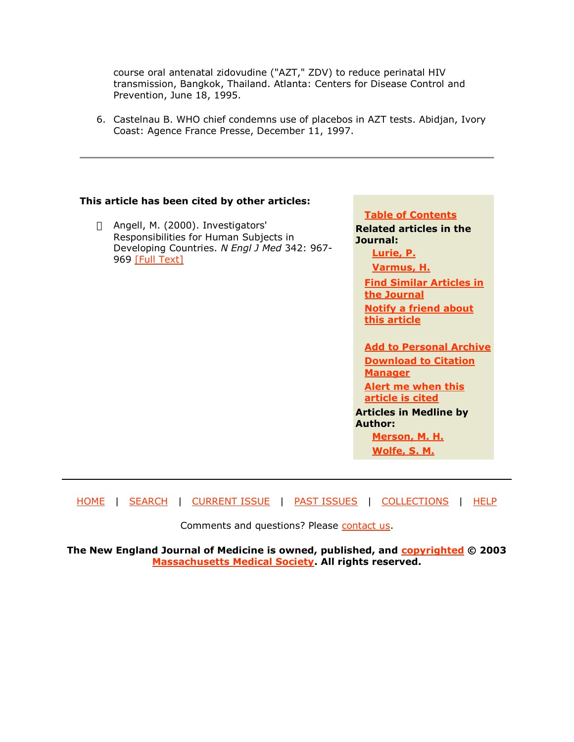course oral antenatal zidovudine ("AZT," ZDV) to reduce perinatal HIV transmission, Bangkok, Thailand. Atlanta: Centers for Disease Control and Prevention, June 18, 1995.

6. Castelnau B. WHO chief condemns use of placebos in AZT tests. Abidjan, Ivory Coast: Agence France Presse, December 11, 1997.

---

**This article has been cited by other articles:**

- Angell, M. (2000). Investigators' Responsibilities for Human Subjects in Developing Countries. *N Engl J Med* 342: 967-969 [Full Text]

**Table of Contents**

**Related articles in the Journal:**

- **Lurie, P.**
- **Varmus, H.**

**Find Similar Articles in the Journal**

**Notify a friend about this article**

**Add to Personal Archive**

**Download to Citation Manager**

**Alert me when this article is cited**

**Articles in Medline by Author:**

- **Merson, M. H.**
- **Wolfe, S. M.**

---

HOME | SEARCH | CURRENT ISSUE | PAST ISSUES | COLLECTIONS | HELP

Comments and questions? Please contact us.

**The New England Journal of Medicine is owned, published, and copyrighted © 2003 Massachusetts Medical Society. All rights reserved.**